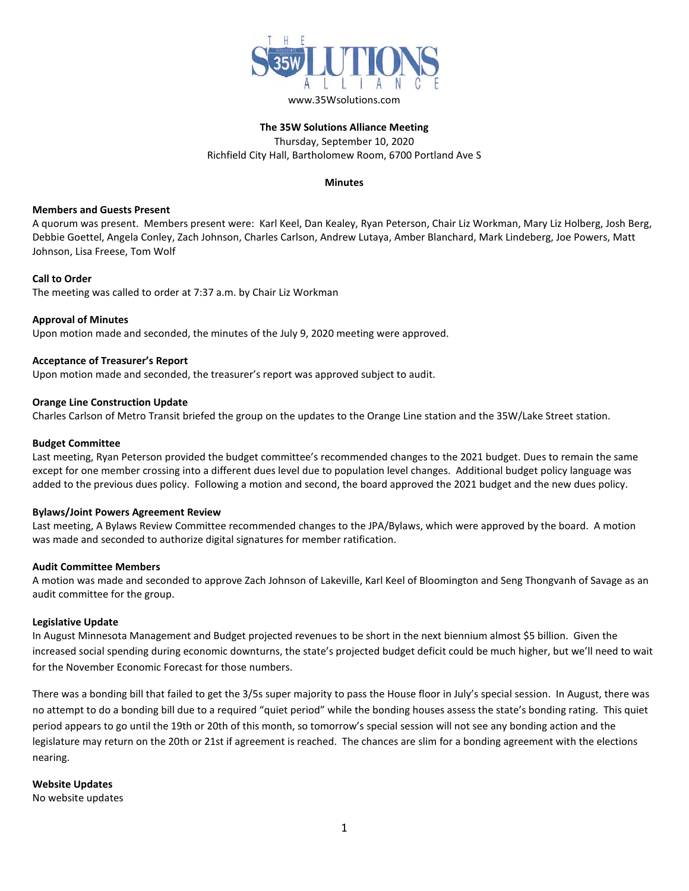www.35Wsolutions.com

**The 35W Solutions Alliance Meeting**

Thursday, September 10, 2020

Richfield City Hall, Bartholomew Room, 6700 Portland Ave S

**Minutes**

**Members and Guests Present**

A quorum was present. Members present were: Karl Keel, Dan Kealey, Ryan Peterson, Chair Liz Workman, Mary Liz Holberg, Josh Berg, Debbie Goettel, Angela Conley, Zach Johnson, Charles Carlson, Andrew Lutaya, Amber Blanchard, Mark Lindeberg, Joe Powers, Matt Johnson, Lisa Freese, Tom Wolf

**Call to Order**

The meeting was called to order at 7:37 a.m. by Chair Liz Workman

**Approval of Minutes**

Upon motion made and seconded, the minutes of the July 9, 2020 meeting were approved.

**Acceptance of Treasurer's Report**

Upon motion made and seconded, the treasurer's report was approved subject to audit.

**Orange Line Construction Update**

Charles Carlson of Metro Transit briefed the group on the updates to the Orange Line station and the 35W/Lake Street station.

**Budget Committee**

Last meeting, Ryan Peterson provided the budget committee's recommended changes to the 2021 budget. Dues to remain the same except for one member crossing into a different dues level due to population level changes. Additional budget policy language was added to the previous dues policy. Following a motion and second, the board approved the 2021 budget and the new dues policy.

**Bylaws/Joint Powers Agreement Review**

Last meeting, A Bylaws Review Committee recommended changes to the JPA/Bylaws, which were approved by the board. A motion was made and seconded to authorize digital signatures for member ratification.

**Audit Committee Members**

A motion was made and seconded to approve Zach Johnson of Lakeville, Karl Keel of Bloomington and Seng Thongvanh of Savage as an audit committee for the group.

**Legislative Update**

In August Minnesota Management and Budget projected revenues to be short in the next biennium almost $5 billion. Given the increased social spending during economic downturns, the state's projected budget deficit could be much higher, but we'll need to wait for the November Economic Forecast for those numbers.

There was a bonding bill that failed to get the 3/5s super majority to pass the House floor in July's special session. In August, there was no attempt to do a bonding bill due to a required "quiet period" while the bonding houses assess the state's bonding rating. This quiet period appears to go until the 19th or 20th of this month, so tomorrow's special session will not see any bonding action and the legislature may return on the 20th or 21st if agreement is reached. The chances are slim for a bonding agreement with the elections nearing.

**Website Updates**

No website updates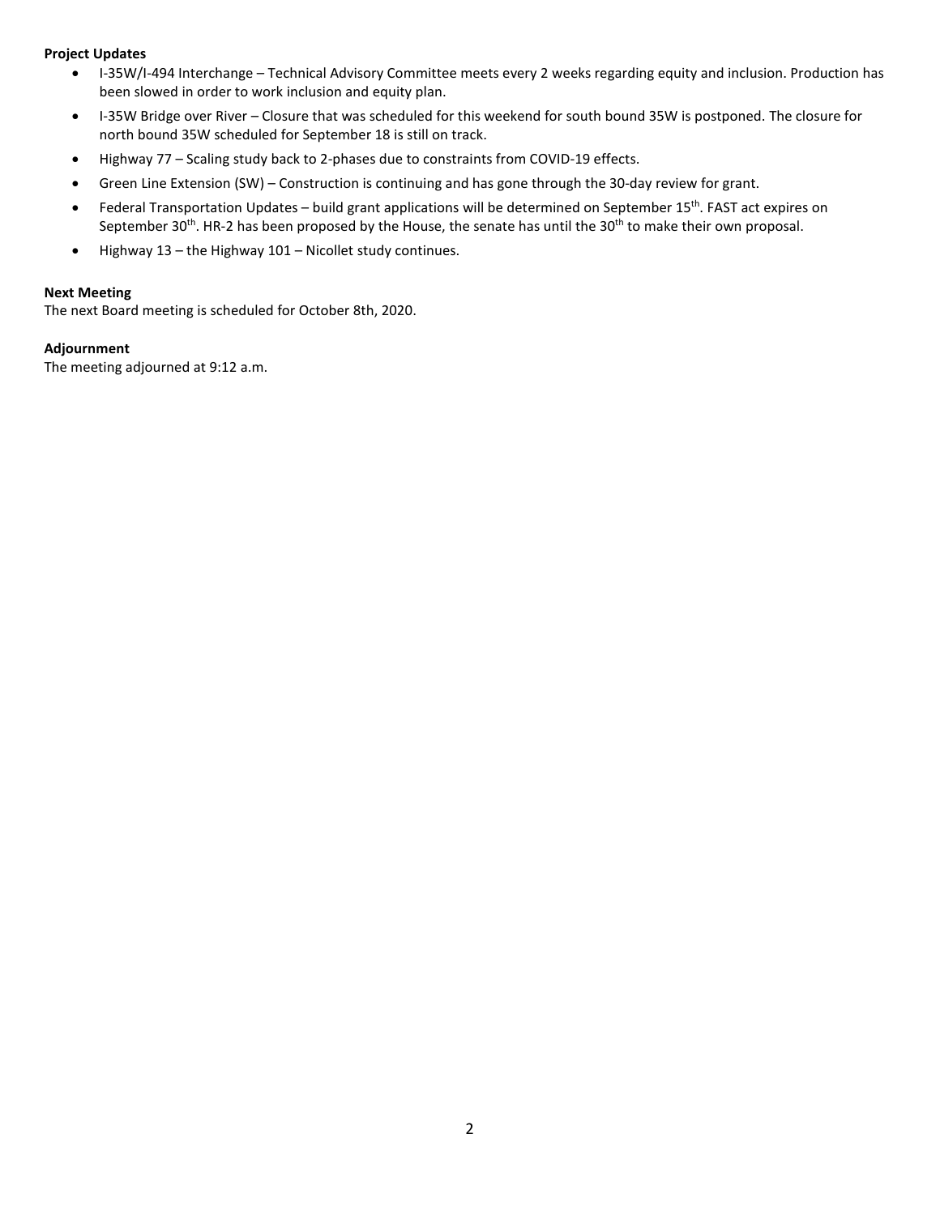**Project Updates**

- I-35W/I-494 Interchange – Technical Advisory Committee meets every 2 weeks regarding equity and inclusion. Production has been slowed in order to work inclusion and equity plan.
- I-35W Bridge over River – Closure that was scheduled for this weekend for south bound 35W is postponed. The closure for north bound 35W scheduled for September 18 is still on track.
- Highway 77 – Scaling study back to 2-phases due to constraints from COVID-19 effects.
- Green Line Extension (SW) – Construction is continuing and has gone through the 30-day review for grant.
- Federal Transportation Updates – build grant applications will be determined on September 15th. FAST act expires on September 30th. HR-2 has been proposed by the House, the senate has until the 30th to make their own proposal.
- Highway 13 – the Highway 101 – Nicollet study continues.

**Next Meeting**

The next Board meeting is scheduled for October 8th, 2020.

**Adjournment**

The meeting adjourned at 9:12 a.m.